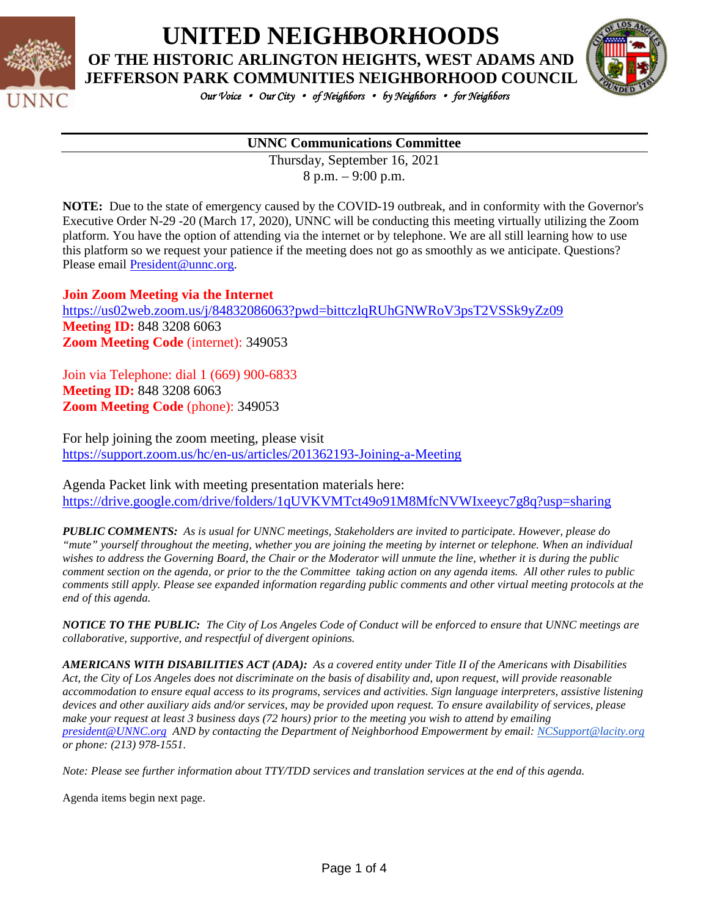# UNITED NEIGHBORHOODS

## OF THE HISTORIC ARLINGTON HEIGHTS, WEST ADAMS AND JEFFERSON PARK COMMUNITIES NEIGHBORHOOD COUNCIL

*Our Voice • Our City • of Neighbors • by Neighbors • for Neighbors*

---

**UNNC Communications Committee**

Thursday, September 16, 2021
8 p.m. – 9:00 p.m.

**NOTE:** Due to the state of emergency caused by the COVID-19 outbreak, and in conformity with the Governor's Executive Order N-29 -20 (March 17, 2020), UNNC will be conducting this meeting virtually utilizing the Zoom platform. You have the option of attending via the internet or by telephone. We are all still learning how to use this platform so we request your patience if the meeting does not go as smoothly as we anticipate. Questions? Please email President@unnc.org.

**Join Zoom Meeting via the Internet**
https://us02web.zoom.us/j/84832086063?pwd=bittczlqRUhGNWRoV3psT2VSSk9yZz09
**Meeting ID:** 848 3208 6063
**Zoom Meeting Code** (internet): 349053

Join via Telephone: dial 1 (669) 900-6833
**Meeting ID:** 848 3208 6063
**Zoom Meeting Code** (phone): 349053

For help joining the zoom meeting, please visit
https://support.zoom.us/hc/en-us/articles/201362193-Joining-a-Meeting

Agenda Packet link with meeting presentation materials here:
https://drive.google.com/drive/folders/1qUVKVMTct49o91M8MfcNVWIxeeyc7g8q?usp=sharing

***PUBLIC COMMENTS:*** *As is usual for UNNC meetings, Stakeholders are invited to participate. However, please do "mute" yourself throughout the meeting, whether you are joining the meeting by internet or telephone. When an individual wishes to address the Governing Board, the Chair or the Moderator will unmute the line, whether it is during the public comment section on the agenda, or prior to the the Committee taking action on any agenda items. All other rules to public comments still apply. Please see expanded information regarding public comments and other virtual meeting protocols at the end of this agenda.*

***NOTICE TO THE PUBLIC:*** *The City of Los Angeles Code of Conduct will be enforced to ensure that UNNC meetings are collaborative, supportive, and respectful of divergent opinions.*

***AMERICANS WITH DISABILITIES ACT (ADA):*** *As a covered entity under Title II of the Americans with Disabilities Act, the City of Los Angeles does not discriminate on the basis of disability and, upon request, will provide reasonable accommodation to ensure equal access to its programs, services and activities. Sign language interpreters, assistive listening devices and other auxiliary aids and/or services, may be provided upon request. To ensure availability of services, please make your request at least 3 business days (72 hours) prior to the meeting you wish to attend by emailing president@UNNC.org AND by contacting the Department of Neighborhood Empowerment by email: NCSupport@lacity.org or phone: (213) 978-1551.*

*Note: Please see further information about TTY/TDD services and translation services at the end of this agenda.*

Agenda items begin next page.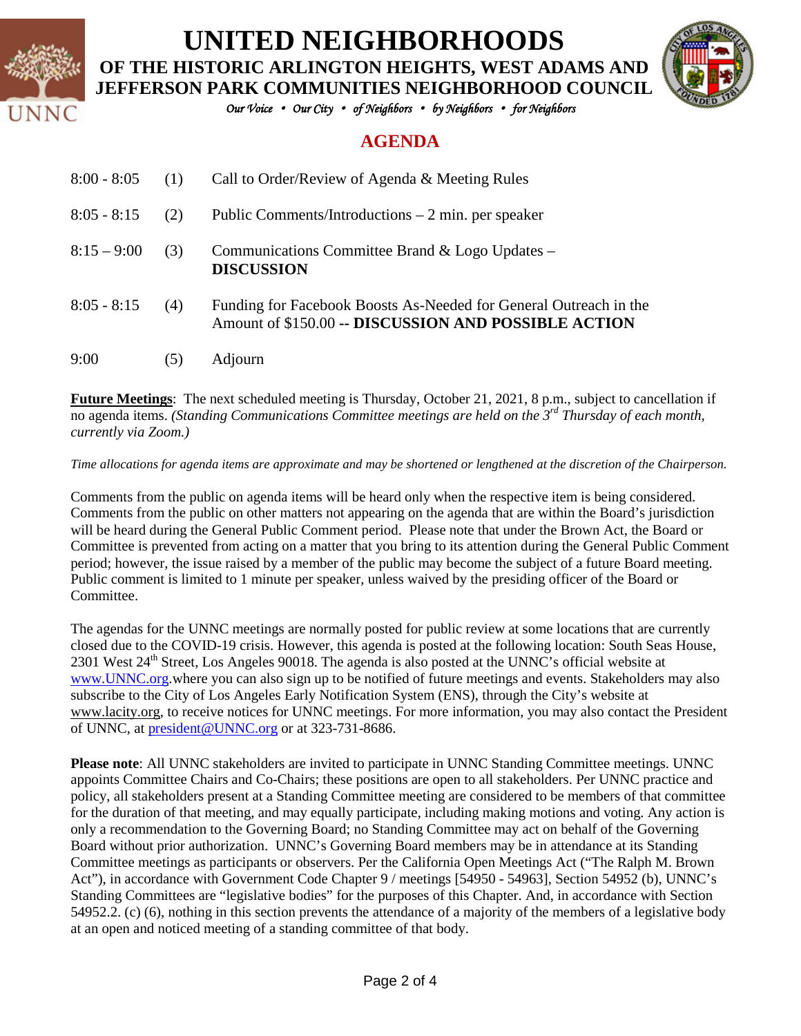# UNITED NEIGHBORHOODS

## OF THE HISTORIC ARLINGTON HEIGHTS, WEST ADAMS AND JEFFERSON PARK COMMUNITIES NEIGHBORHOOD COUNCIL

*Our Voice • Our City • of Neighbors • by Neighbors • for Neighbors*

## AGENDA

| | | |
|---|---|---|
| 8:00 - 8:05 | (1) | Call to Order/Review of Agenda & Meeting Rules |
| 8:05 - 8:15 | (2) | Public Comments/Introductions – 2 min. per speaker |
| 8:15 – 9:00 | (3) | Communications Committee Brand & Logo Updates – **DISCUSSION** |
| 8:05 - 8:15 | (4) | Funding for Facebook Boosts As-Needed for General Outreach in the Amount of $150.00 -- **DISCUSSION AND POSSIBLE ACTION** |
| 9:00 | (5) | Adjourn |

**Future Meetings**: The next scheduled meeting is Thursday, October 21, 2021, 8 p.m., subject to cancellation if no agenda items. *(Standing Communications Committee meetings are held on the 3rd Thursday of each month, currently via Zoom.)*

*Time allocations for agenda items are approximate and may be shortened or lengthened at the discretion of the Chairperson.*

Comments from the public on agenda items will be heard only when the respective item is being considered. Comments from the public on other matters not appearing on the agenda that are within the Board's jurisdiction will be heard during the General Public Comment period. Please note that under the Brown Act, the Board or Committee is prevented from acting on a matter that you bring to its attention during the General Public Comment period; however, the issue raised by a member of the public may become the subject of a future Board meeting. Public comment is limited to 1 minute per speaker, unless waived by the presiding officer of the Board or Committee.

The agendas for the UNNC meetings are normally posted for public review at some locations that are currently closed due to the COVID-19 crisis. However, this agenda is posted at the following location: South Seas House, 2301 West 24th Street, Los Angeles 90018. The agenda is also posted at the UNNC's official website at www.UNNC.org.where you can also sign up to be notified of future meetings and events. Stakeholders may also subscribe to the City of Los Angeles Early Notification System (ENS), through the City's website at www.lacity.org, to receive notices for UNNC meetings. For more information, you may also contact the President of UNNC, at president@UNNC.org or at 323-731-8686.

**Please note**: All UNNC stakeholders are invited to participate in UNNC Standing Committee meetings. UNNC appoints Committee Chairs and Co-Chairs; these positions are open to all stakeholders. Per UNNC practice and policy, all stakeholders present at a Standing Committee meeting are considered to be members of that committee for the duration of that meeting, and may equally participate, including making motions and voting. Any action is only a recommendation to the Governing Board; no Standing Committee may act on behalf of the Governing Board without prior authorization. UNNC's Governing Board members may be in attendance at its Standing Committee meetings as participants or observers. Per the California Open Meetings Act ("The Ralph M. Brown Act"), in accordance with Government Code Chapter 9 / meetings [54950 - 54963], Section 54952 (b), UNNC's Standing Committees are "legislative bodies" for the purposes of this Chapter. And, in accordance with Section 54952.2. (c) (6), nothing in this section prevents the attendance of a majority of the members of a legislative body at an open and noticed meeting of a standing committee of that body.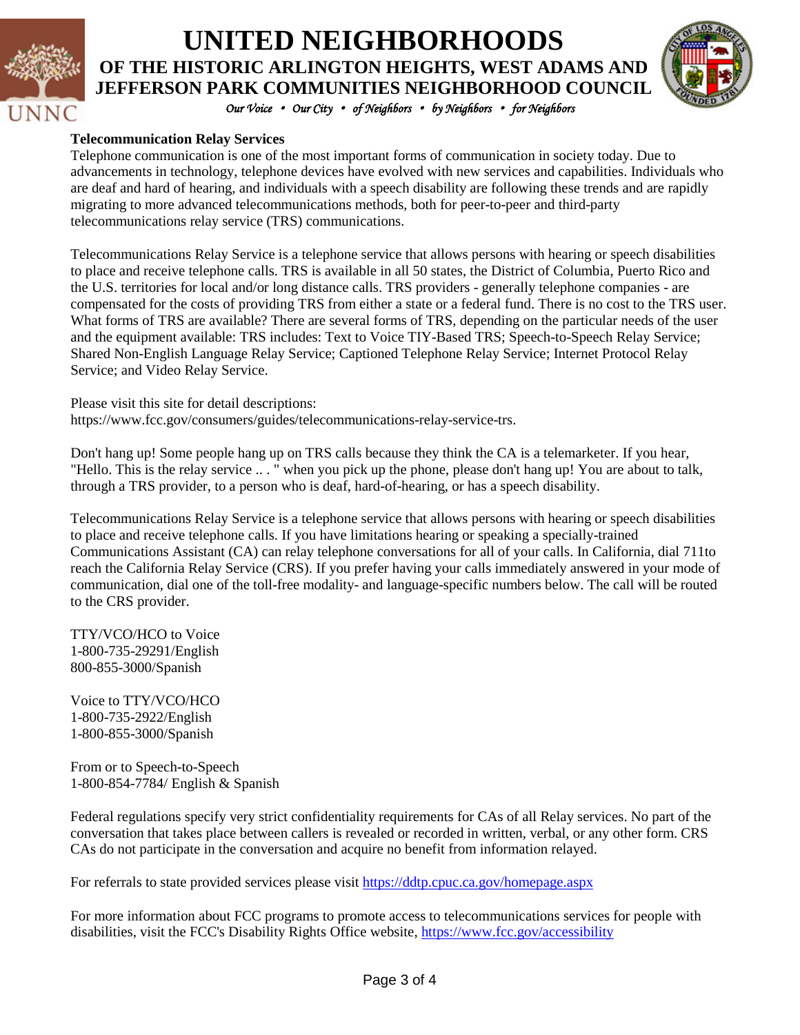**Telecommunication Relay Services**

Telephone communication is one of the most important forms of communication in society today. Due to advancements in technology, telephone devices have evolved with new services and capabilities. Individuals who are deaf and hard of hearing, and individuals with a speech disability are following these trends and are rapidly migrating to more advanced telecommunications methods, both for peer-to-peer and third-party telecommunications relay service (TRS) communications.

Telecommunications Relay Service is a telephone service that allows persons with hearing or speech disabilities to place and receive telephone calls. TRS is available in all 50 states, the District of Columbia, Puerto Rico and the U.S. territories for local and/or long distance calls. TRS providers - generally telephone companies - are compensated for the costs of providing TRS from either a state or a federal fund. There is no cost to the TRS user. What forms of TRS are available? There are several forms of TRS, depending on the particular needs of the user and the equipment available: TRS includes: Text to Voice TIY-Based TRS; Speech-to-Speech Relay Service; Shared Non-English Language Relay Service; Captioned Telephone Relay Service; Internet Protocol Relay Service; and Video Relay Service.

Please visit this site for detail descriptions:
https://www.fcc.gov/consumers/guides/telecommunications-relay-service-trs.

Don't hang up! Some people hang up on TRS calls because they think the CA is a telemarketer. If you hear, "Hello. This is the relay service .. . " when you pick up the phone, please don't hang up! You are about to talk, through a TRS provider, to a person who is deaf, hard-of-hearing, or has a speech disability.

Telecommunications Relay Service is a telephone service that allows persons with hearing or speech disabilities to place and receive telephone calls. If you have limitations hearing or speaking a specially-trained Communications Assistant (CA) can relay telephone conversations for all of your calls. In California, dial 711to reach the California Relay Service (CRS). If you prefer having your calls immediately answered in your mode of communication, dial one of the toll-free modality- and language-specific numbers below. The call will be routed to the CRS provider.

TTY/VCO/HCO to Voice
1-800-735-29291/English
800-855-3000/Spanish

Voice to TTY/VCO/HCO
1-800-735-2922/English
1-800-855-3000/Spanish

From or to Speech-to-Speech
1-800-854-7784/ English & Spanish

Federal regulations specify very strict confidentiality requirements for CAs of all Relay services. No part of the conversation that takes place between callers is revealed or recorded in written, verbal, or any other form. CRS CAs do not participate in the conversation and acquire no benefit from information relayed.

For referrals to state provided services please visit https://ddtp.cpuc.ca.gov/homepage.aspx

For more information about FCC programs to promote access to telecommunications services for people with disabilities, visit the FCC's Disability Rights Office website, https://www.fcc.gov/accessibility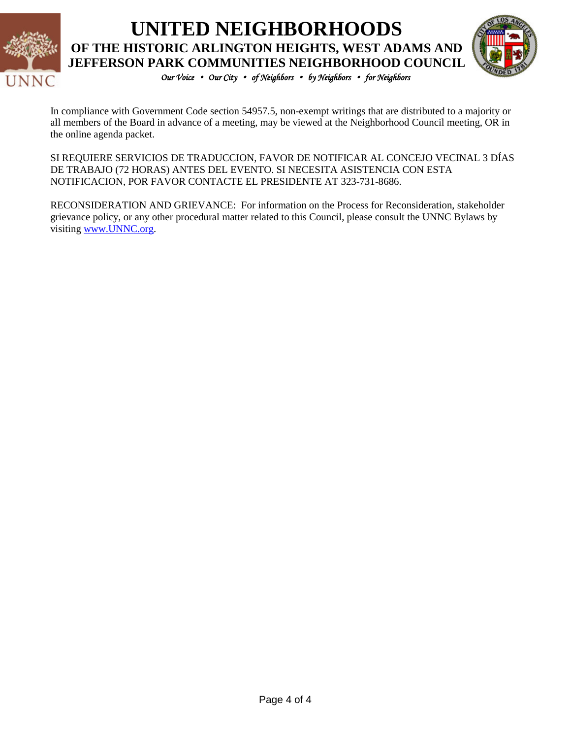# UNITED NEIGHBORHOODS

## OF THE HISTORIC ARLINGTON HEIGHTS, WEST ADAMS AND JEFFERSON PARK COMMUNITIES NEIGHBORHOOD COUNCIL

*Our Voice • Our City • of Neighbors • by Neighbors • for Neighbors*

In compliance with Government Code section 54957.5, non-exempt writings that are distributed to a majority or all members of the Board in advance of a meeting, may be viewed at the Neighborhood Council meeting, OR in the online agenda packet.

SI REQUIERE SERVICIOS DE TRADUCCION, FAVOR DE NOTIFICAR AL CONCEJO VECINAL 3 DÍAS DE TRABAJO (72 HORAS) ANTES DEL EVENTO. SI NECESITA ASISTENCIA CON ESTA NOTIFICACION, POR FAVOR CONTACTE EL PRESIDENTE AT 323-731-8686.

RECONSIDERATION AND GRIEVANCE: For information on the Process for Reconsideration, stakeholder grievance policy, or any other procedural matter related to this Council, please consult the UNNC Bylaws by visiting www.UNNC.org.